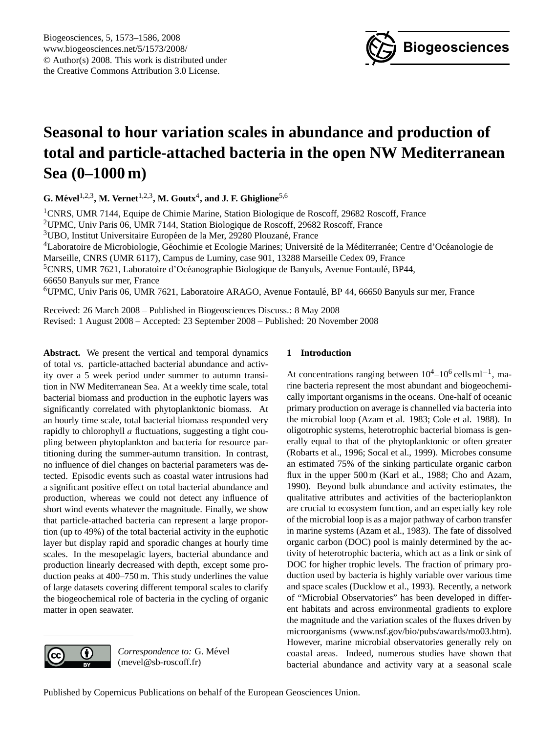# Seasonal to hour variation scales in abundance and production of total and particle-attached bacteria in the open NW Mediterranean Sea (0–1000 m)

**G. Mével[1,2,3], M. Vernet[1,2,3], M. Goutx[4], and J. F. Ghiglione[5,6]**

[1]CNRS, UMR 7144, Equipe de Chimie Marine, Station Biologique de Roscoff, 29682 Roscoff, France

[2]UPMC, Univ Paris 06, UMR 7144, Station Biologique de Roscoff, 29682 Roscoff, France

[3]UBO, Institut Universitaire Européen de la Mer, 29280 Plouzané, France

[4]Laboratoire de Microbiologie, Géochimie et Ecologie Marines; Université de la Méditerranée; Centre d'Océanologie de Marseille, CNRS (UMR 6117), Campus de Luminy, case 901, 13288 Marseille Cedex 09, France

[5]CNRS, UMR 7621, Laboratoire d'Océanographie Biologique de Banyuls, Avenue Fontaulé, BP44, 66650 Banyuls sur mer, France

[6]UPMC, Univ Paris 06, UMR 7621, Laboratoire ARAGO, Avenue Fontaulé, BP 44, 66650 Banyuls sur mer, France

Received: 26 March 2008 – Published in Biogeosciences Discuss.: 8 May 2008
Revised: 1 August 2008 – Accepted: 23 September 2008 – Published: 20 November 2008

**Abstract.** We present the vertical and temporal dynamics of total *vs.* particle-attached bacterial abundance and activity over a 5 week period under summer to autumn transition in NW Mediterranean Sea. At a weekly time scale, total bacterial biomass and production in the euphotic layers was significantly correlated with phytoplanktonic biomass. At an hourly time scale, total bacterial biomass responded very rapidly to chlorophyll *a* fluctuations, suggesting a tight coupling between phytoplankton and bacteria for resource partitioning during the summer-autumn transition. In contrast, no influence of diel changes on bacterial parameters was detected. Episodic events such as coastal water intrusions had a significant positive effect on total bacterial abundance and production, whereas we could not detect any influence of short wind events whatever the magnitude. Finally, we show that particle-attached bacteria can represent a large proportion (up to 49%) of the total bacterial activity in the euphotic layer but display rapid and sporadic changes at hourly time scales. In the mesopelagic layers, bacterial abundance and production linearly decreased with depth, except some production peaks at 400–750 m. This study underlines the value of large datasets covering different temporal scales to clarify the biogeochemical role of bacteria in the cycling of organic matter in open seawater.

*Correspondence to:* G. Mével (mevel@sb-roscoff.fr)

## 1 Introduction

At concentrations ranging between $10^4$–$10^6$ cells ml$^{-1}$, marine bacteria represent the most abundant and biogeochemically important organisms in the oceans. One-half of oceanic primary production on average is channelled via bacteria into the microbial loop (Azam et al. 1983; Cole et al. 1988). In oligotrophic systems, heterotrophic bacterial biomass is generally equal to that of the phytoplanktonic or often greater (Robarts et al., 1996; Socal et al., 1999). Microbes consume an estimated 75% of the sinking particulate organic carbon flux in the upper 500 m (Karl et al., 1988; Cho and Azam, 1990). Beyond bulk abundance and activity estimates, the qualitative attributes and activities of the bacterioplankton are crucial to ecosystem function, and an especially key role of the microbial loop is as a major pathway of carbon transfer in marine systems (Azam et al., 1983). The fate of dissolved organic carbon (DOC) pool is mainly determined by the activity of heterotrophic bacteria, which act as a link or sink of DOC for higher trophic levels. The fraction of primary production used by bacteria is highly variable over various time and space scales (Ducklow et al., 1993). Recently, a network of "Microbial Observatories" has been developed in different habitats and across environmental gradients to explore the magnitude and the variation scales of the fluxes driven by microorganisms (www.nsf.gov/bio/pubs/awards/mo03.htm). However, marine microbial observatories generally rely on coastal areas. Indeed, numerous studies have shown that bacterial abundance and activity vary at a seasonal scale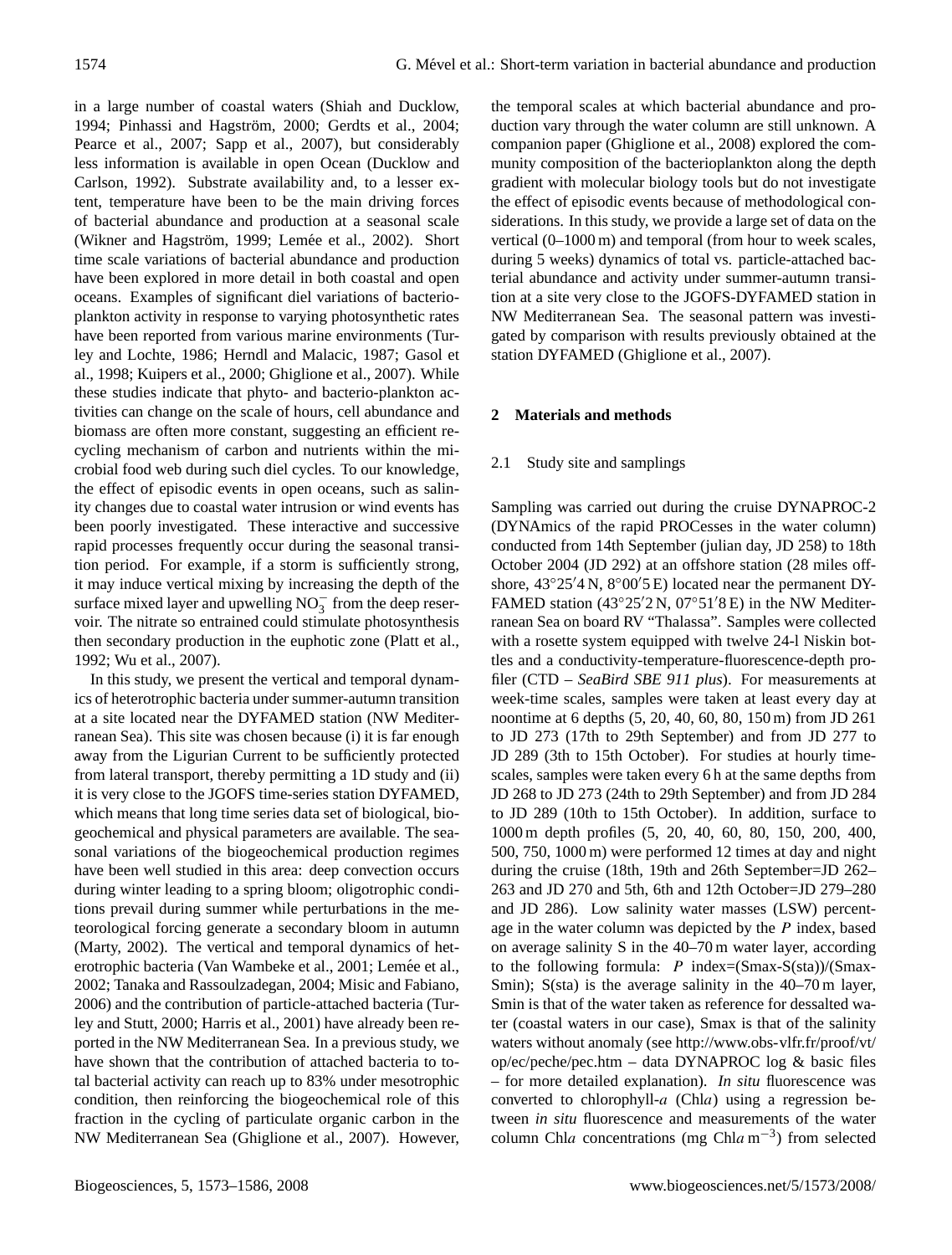in a large number of coastal waters (Shiah and Ducklow, 1994; Pinhassi and Hagström, 2000; Gerdts et al., 2004; Pearce et al., 2007; Sapp et al., 2007), but considerably less information is available in open Ocean (Ducklow and Carlson, 1992). Substrate availability and, to a lesser extent, temperature have been to be the main driving forces of bacterial abundance and production at a seasonal scale (Wikner and Hagström, 1999; Lemée et al., 2002). Short time scale variations of bacterial abundance and production have been explored in more detail in both coastal and open oceans. Examples of significant diel variations of bacterioplankton activity in response to varying photosynthetic rates have been reported from various marine environments (Turley and Lochte, 1986; Herndl and Malacic, 1987; Gasol et al., 1998; Kuipers et al., 2000; Ghiglione et al., 2007). While these studies indicate that phyto- and bacterio-plankton activities can change on the scale of hours, cell abundance and biomass are often more constant, suggesting an efficient recycling mechanism of carbon and nutrients within the microbial food web during such diel cycles. To our knowledge, the effect of episodic events in open oceans, such as salinity changes due to coastal water intrusion or wind events has been poorly investigated. These interactive and successive rapid processes frequently occur during the seasonal transition period. For example, if a storm is sufficiently strong, it may induce vertical mixing by increasing the depth of the surface mixed layer and upwelling $NO_3^-$ from the deep reservoir. The nitrate so entrained could stimulate photosynthesis then secondary production in the euphotic zone (Platt et al., 1992; Wu et al., 2007).

In this study, we present the vertical and temporal dynamics of heterotrophic bacteria under summer-autumn transition at a site located near the DYFAMED station (NW Mediterranean Sea). This site was chosen because (i) it is far enough away from the Ligurian Current to be sufficiently protected from lateral transport, thereby permitting a 1D study and (ii) it is very close to the JGOFS time-series station DYFAMED, which means that long time series data set of biological, biogeochemical and physical parameters are available. The seasonal variations of the biogeochemical production regimes have been well studied in this area: deep convection occurs during winter leading to a spring bloom; oligotrophic conditions prevail during summer while perturbations in the meteorological forcing generate a secondary bloom in autumn (Marty, 2002). The vertical and temporal dynamics of heterotrophic bacteria (Van Wambeke et al., 2001; Lemée et al., 2002; Tanaka and Rassoulzadegan, 2004; Misic and Fabiano, 2006) and the contribution of particle-attached bacteria (Turley and Stutt, 2000; Harris et al., 2001) have already been reported in the NW Mediterranean Sea. In a previous study, we have shown that the contribution of attached bacteria to total bacterial activity can reach up to 83% under mesotrophic condition, then reinforcing the biogeochemical role of this fraction in the cycling of particulate organic carbon in the NW Mediterranean Sea (Ghiglione et al., 2007). However, the temporal scales at which bacterial abundance and production vary through the water column are still unknown. A companion paper (Ghiglione et al., 2008) explored the community composition of the bacterioplankton along the depth gradient with molecular biology tools but do not investigate the effect of episodic events because of methodological considerations. In this study, we provide a large set of data on the vertical (0–1000 m) and temporal (from hour to week scales, during 5 weeks) dynamics of total vs. particle-attached bacterial abundance and activity under summer-autumn transition at a site very close to the JGOFS-DYFAMED station in NW Mediterranean Sea. The seasonal pattern was investigated by comparison with results previously obtained at the station DYFAMED (Ghiglione et al., 2007).

## 2 Materials and methods

### 2.1 Study site and samplings

Sampling was carried out during the cruise DYNAPROC-2 (DYNAmics of the rapid PROCesses in the water column) conducted from 14th September (julian day, JD 258) to 18th October 2004 (JD 292) at an offshore station (28 miles offshore, 43°25′4 N, 8°00′5 E) located near the permanent DYFAMED station (43°25′2 N, 07°51′8 E) in the NW Mediterranean Sea on board RV "Thalassa". Samples were collected with a rosette system equipped with twelve 24-l Niskin bottles and a conductivity-temperature-fluorescence-depth profiler (CTD – *SeaBird SBE 911 plus*). For measurements at week-time scales, samples were taken at least every day at noontime at 6 depths (5, 20, 40, 60, 80, 150 m) from JD 261 to JD 273 (17th to 29th September) and from JD 277 to JD 289 (3th to 15th October). For studies at hourly time-scales, samples were taken every 6 h at the same depths from JD 268 to JD 273 (24th to 29th September) and from JD 284 to JD 289 (10th to 15th October). In addition, surface to 1000 m depth profiles (5, 20, 40, 60, 80, 150, 200, 400, 500, 750, 1000 m) were performed 12 times at day and night during the cruise (18th, 19th and 26th September=JD 262–263 and JD 270 and 5th, 6th and 12th October=JD 279–280 and JD 286). Low salinity water masses (LSW) percentage in the water column was depicted by the *P* index, based on average salinity S in the 40–70 m water layer, according to the following formula: *P* index=(Smax-S(sta))/(Smax-Smin); S(sta) is the average salinity in the 40–70 m layer, Smin is that of the water taken as reference for dessalted water (coastal waters in our case), Smax is that of the salinity waters without anomaly (see http://www.obs-vlfr.fr/proof/vt/op/ec/peche/pec.htm – data DYNAPROC log & basic files – for more detailed explanation). *In situ* fluorescence was converted to chlorophyll-*a* (Chl*a*) using a regression between *in situ* fluorescence and measurements of the water column Chl*a* concentrations (mg Chl*a* $m^{-3}$) from selected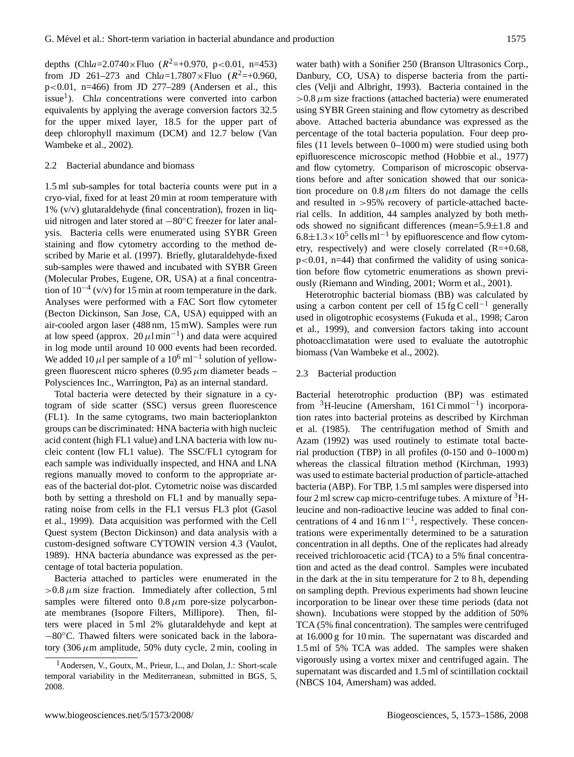depths (Chl$a$=2.0740×Fluo ($R^2$=+0.970, $p<0.01$, n=453) from JD 261–273 and Chl$a$=1.7807×Fluo ($R^2$=+0.960, $p<0.01$, n=466) from JD 277–289 (Andersen et al., this issue[1]). Chl$a$ concentrations were converted into carbon equivalents by applying the average conversion factors 32.5 for the upper mixed layer, 18.5 for the upper part of deep chlorophyll maximum (DCM) and 12.7 below (Van Wambeke et al., 2002).

### 2.2 Bacterial abundance and biomass

1.5 ml sub-samples for total bacteria counts were put in a cryo-vial, fixed for at least 20 min at room temperature with 1% (v/v) glutaraldehyde (final concentration), frozen in liquid nitrogen and later stored at −80°C freezer for later analysis. Bacteria cells were enumerated using SYBR Green staining and flow cytometry according to the method described by Marie et al. (1997). Briefly, glutaraldehyde-fixed sub-samples were thawed and incubated with SYBR Green (Molecular Probes, Eugene, OR, USA) at a final concentration of $10^{-4}$ (v/v) for 15 min at room temperature in the dark. Analyses were performed with a FAC Sort flow cytometer (Becton Dickinson, San Jose, CA, USA) equipped with an air-cooled argon laser (488 nm, 15 mW). Samples were run at low speed (approx. 20 $\mu$l min$^{-1}$) and data were acquired in log mode until around 10 000 events had been recorded. We added 10 $\mu$l per sample of a $10^6$ ml$^{-1}$ solution of yellow-green fluorescent micro spheres (0.95 $\mu$m diameter beads – Polysciences Inc., Warrington, Pa) as an internal standard.

Total bacteria were detected by their signature in a cytogram of side scatter (SSC) versus green fluorescence (FL1). In the same cytograms, two main bacterioplankton groups can be discriminated: HNA bacteria with high nucleic acid content (high FL1 value) and LNA bacteria with low nucleic content (low FL1 value). The SSC/FL1 cytogram for each sample was individually inspected, and HNA and LNA regions manually moved to conform to the appropriate areas of the bacterial dot-plot. Cytometric noise was discarded both by setting a threshold on FL1 and by manually separating noise from cells in the FL1 versus FL3 plot (Gasol et al., 1999). Data acquisition was performed with the Cell Quest system (Becton Dickinson) and data analysis with a custom-designed software CYTOWIN version 4.3 (Vaulot, 1989). HNA bacteria abundance was expressed as the percentage of total bacteria population.

Bacteria attached to particles were enumerated in the >0.8 $\mu$m size fraction. Immediately after collection, 5 ml samples were filtered onto 0.8 $\mu$m pore-size polycarbonate membranes (Isopore Filters, Millipore). Then, filters were placed in 5 ml 2% glutaraldehyde and kept at −80°C. Thawed filters were sonicated back in the laboratory (306 $\mu$m amplitude, 50% duty cycle, 2 min, cooling in water bath) with a Sonifier 250 (Branson Ultrasonics Corp., Danbury, CO, USA) to disperse bacteria from the particles (Velji and Albright, 1993). Bacteria contained in the >0.8 $\mu$m size fractions (attached bacteria) were enumerated using SYBR Green staining and flow cytometry as described above. Attached bacteria abundance was expressed as the percentage of the total bacteria population. Four deep profiles (11 levels between 0–1000 m) were studied using both epifluorescence microscopic method (Hobbie et al., 1977) and flow cytometry. Comparison of microscopic observations before and after sonication showed that our sonication procedure on 0.8 $\mu$m filters do not damage the cells and resulted in >95% recovery of particle-attached bacterial cells. In addition, 44 samples analyzed by both methods showed no significant differences (mean=5.9±1.8 and $6.8\pm1.3\times10^5$ cells ml$^{-1}$ by epifluorescence and flow cytometry, respectively) and were closely correlated (R=+0.68, $p<0.01$, n=44) that confirmed the validity of using sonication before flow cytometric enumerations as shown previously (Riemann and Winding, 2001; Worm et al., 2001).

Heterotrophic bacterial biomass (BB) was calculated by using a carbon content per cell of 15 fg C cell$^{-1}$ generally used in oligotrophic ecosystems (Fukuda et al., 1998; Caron et al., 1999), and conversion factors taking into account photoacclimatation were used to evaluate the autotrophic biomass (Van Wambeke et al., 2002).

### 2.3 Bacterial production

Bacterial heterotrophic production (BP) was estimated from $^3$H-leucine (Amersham, 161 Ci mmol$^{-1}$) incorporation rates into bacterial proteins as described by Kirchman et al. (1985). The centrifugation method of Smith and Azam (1992) was used routinely to estimate total bacterial production (TBP) in all profiles (0-150 and 0–1000 m) whereas the classical filtration method (Kirchman, 1993) was used to estimate bacterial production of particle-attached bacteria (ABP). For TBP, 1.5 ml samples were dispersed into four 2 ml screw cap micro-centrifuge tubes. A mixture of $^3$H-leucine and non-radioactive leucine was added to final concentrations of 4 and 16 nm l$^{-1}$, respectively. These concentrations were experimentally determined to be a saturation concentration in all depths. One of the replicates had already received trichloroacetic acid (TCA) to a 5% final concentration and acted as the dead control. Samples were incubated in the dark at the in situ temperature for 2 to 8 h, depending on sampling depth. Previous experiments had shown leucine incorporation to be linear over these time periods (data not shown). Incubations were stopped by the addition of 50% TCA (5% final concentration). The samples were centrifuged at 16.000 g for 10 min. The supernatant was discarded and 1.5 ml of 5% TCA was added. The samples were shaken vigorously using a vortex mixer and centrifuged again. The supernatant was discarded and 1.5 ml of scintillation cocktail (NBCS 104, Amersham) was added.

[1] Andersen, V., Goutx, M., Prieur, L., and Dolan, J.: Short-scale temporal variability in the Mediterranean, submitted in BGS, 5, 2008.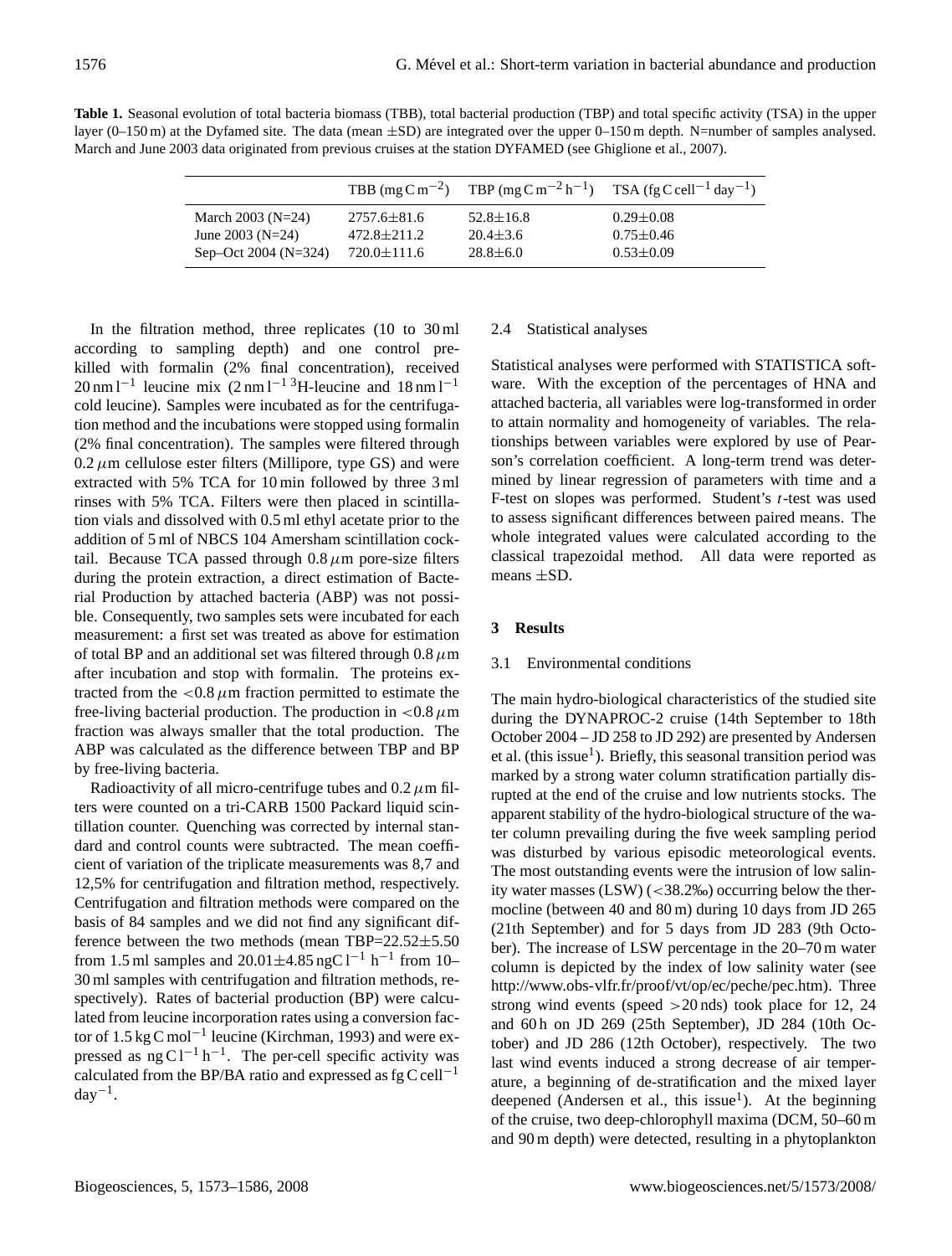**Table 1.** Seasonal evolution of total bacteria biomass (TBB), total bacterial production (TBP) and total specific activity (TSA) in the upper layer (0–150 m) at the Dyfamed site. The data (mean ±SD) are integrated over the upper 0–150 m depth. N=number of samples analysed. March and June 2003 data originated from previous cruises at the station DYFAMED (see Ghiglione et al., 2007).

| | TBB ($mg\,C\,m^{-2}$) | TBP ($mg\,C\,m^{-2}\,h^{-1}$) | TSA ($fg\,C\,cell^{-1}\,day^{-1}$) |
|---|---|---|---|
| March 2003 (N=24) | 2757.6±81.6 | 52.8±16.8 | 0.29±0.08 |
| June 2003 (N=24) | 472.8±211.2 | 20.4±3.6 | 0.75±0.46 |
| Sep–Oct 2004 (N=324) | 720.0±111.6 | 28.8±6.0 | 0.53±0.09 |

In the filtration method, three replicates (10 to 30 ml according to sampling depth) and one control pre-killed with formalin (2% final concentration), received $20\,nm\,l^{-1}$ leucine mix ($2\,nm\,l^{-1}$ $^3$H-leucine and $18\,nm\,l^{-1}$ cold leucine). Samples were incubated as for the centrifugation method and the incubations were stopped using formalin (2% final concentration). The samples were filtered through $0.2\,\mu$m cellulose ester filters (Millipore, type GS) and were extracted with 5% TCA for 10 min followed by three 3 ml rinses with 5% TCA. Filters were then placed in scintillation vials and dissolved with 0.5 ml ethyl acetate prior to the addition of 5 ml of NBCS 104 Amersham scintillation cocktail. Because TCA passed through $0.8\,\mu$m pore-size filters during the protein extraction, a direct estimation of Bacterial Production by attached bacteria (ABP) was not possible. Consequently, two samples sets were incubated for each measurement: a first set was treated as above for estimation of total BP and an additional set was filtered through $0.8\,\mu$m after incubation and stop with formalin. The proteins extracted from the $<0.8\,\mu$m fraction permitted to estimate the free-living bacterial production. The production in $<0.8\,\mu$m fraction was always smaller that the total production. The ABP was calculated as the difference between TBP and BP by free-living bacteria.

Radioactivity of all micro-centrifuge tubes and $0.2\,\mu$m filters were counted on a tri-CARB 1500 Packard liquid scintillation counter. Quenching was corrected by internal standard and control counts were subtracted. The mean coefficient of variation of the triplicate measurements was 8,7 and 12,5% for centrifugation and filtration method, respectively. Centrifugation and filtration methods were compared on the basis of 84 samples and we did not find any significant difference between the two methods (mean TBP=22.52±5.50 from 1.5 ml samples and $20.01\pm4.85\,ng\,C\,l^{-1}\,h^{-1}$ from 10–30 ml samples with centrifugation and filtration methods, respectively). Rates of bacterial production (BP) were calculated from leucine incorporation rates using a conversion factor of $1.5\,kg\,C\,mol^{-1}$ leucine (Kirchman, 1993) and were expressed as $ng\,C\,l^{-1}\,h^{-1}$. The per-cell specific activity was calculated from the BP/BA ratio and expressed as $fg\,C\,cell^{-1}\,day^{-1}$.

### 2.4 Statistical analyses

Statistical analyses were performed with STATISTICA software. With the exception of the percentages of HNA and attached bacteria, all variables were log-transformed in order to attain normality and homogeneity of variables. The relationships between variables were explored by use of Pearson's correlation coefficient. A long-term trend was determined by linear regression of parameters with time and a F-test on slopes was performed. Student's $t$-test was used to assess significant differences between paired means. The whole integrated values were calculated according to the classical trapezoidal method. All data were reported as means ±SD.

## 3 Results

### 3.1 Environmental conditions

The main hydro-biological characteristics of the studied site during the DYNAPROC-2 cruise (14th September to 18th October 2004 – JD 258 to JD 292) are presented by Andersen et al. (this issue[1]). Briefly, this seasonal transition period was marked by a strong water column stratification partially disrupted at the end of the cruise and low nutrients stocks. The apparent stability of the hydro-biological structure of the water column prevailing during the five week sampling period was disturbed by various episodic meteorological events. The most outstanding events were the intrusion of low salinity water masses (LSW) (<38.2‰) occurring below the thermocline (between 40 and 80 m) during 10 days from JD 265 (21th September) and for 5 days from JD 283 (9th October). The increase of LSW percentage in the 20–70 m water column is depicted by the index of low salinity water (see http://www.obs-vlfr.fr/proof/vt/op/ec/peche/pec.htm). Three strong wind events (speed >20 nds) took place for 12, 24 and 60 h on JD 269 (25th September), JD 284 (10th October) and JD 286 (12th October), respectively. The two last wind events induced a strong decrease of air temperature, a beginning of de-stratification and the mixed layer deepened (Andersen et al., this issue[1]). At the beginning of the cruise, two deep-chlorophyll maxima (DCM, 50–60 m and 90 m depth) were detected, resulting in a phytoplankton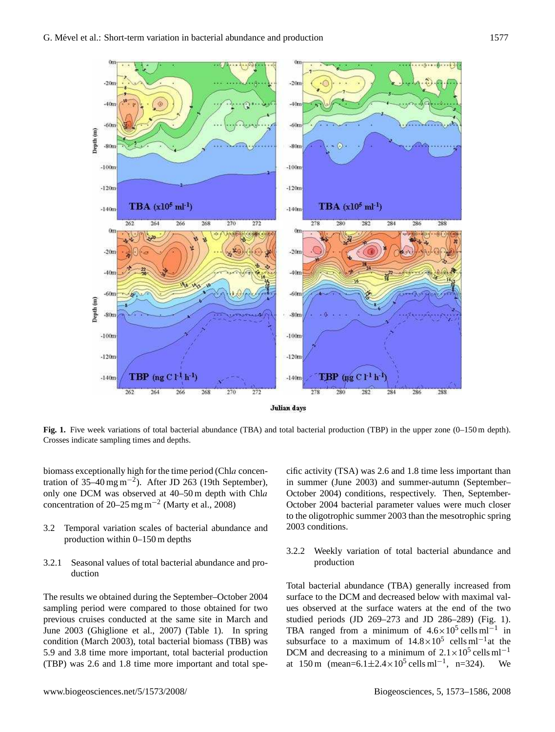**Fig. 1.** Five week variations of total bacterial abundance (TBA) and total bacterial production (TBP) in the upper zone (0–150 m depth). Crosses indicate sampling times and depths.

biomass exceptionally high for the time period (Chl*a* concentration of 35–40 mg m$^{-2}$). After JD 263 (19th September), only one DCM was observed at 40–50 m depth with Chl*a* concentration of 20–25 mg m$^{-2}$ (Marty et al., 2008)

### 3.2 Temporal variation scales of bacterial abundance and production within 0–150 m depths

#### 3.2.1 Seasonal values of total bacterial abundance and production

The results we obtained during the September–October 2004 sampling period were compared to those obtained for two previous cruises conducted at the same site in March and June 2003 (Ghiglione et al., 2007) (Table 1). In spring condition (March 2003), total bacterial biomass (TBB) was 5.9 and 3.8 time more important, total bacterial production (TBP) was 2.6 and 1.8 time more important and total specific activity (TSA) was 2.6 and 1.8 time less important than in summer (June 2003) and summer-autumn (September–October 2004) conditions, respectively. Then, September-October 2004 bacterial parameter values were much closer to the oligotrophic summer 2003 than the mesotrophic spring 2003 conditions.

#### 3.2.2 Weekly variation of total bacterial abundance and production

Total bacterial abundance (TBA) generally increased from surface to the DCM and decreased below with maximal values observed at the surface waters at the end of the two studied periods (JD 269–273 and JD 286–289) (Fig. 1). TBA ranged from a minimum of $4.6\times10^5$ cells ml$^{-1}$ in subsurface to a maximum of $14.8\times10^5$ cells ml$^{-1}$at the DCM and decreasing to a minimum of $2.1\times10^5$ cells ml$^{-1}$ at 150 m (mean=$6.1\pm2.4\times10^5$ cells ml$^{-1}$, n=324). We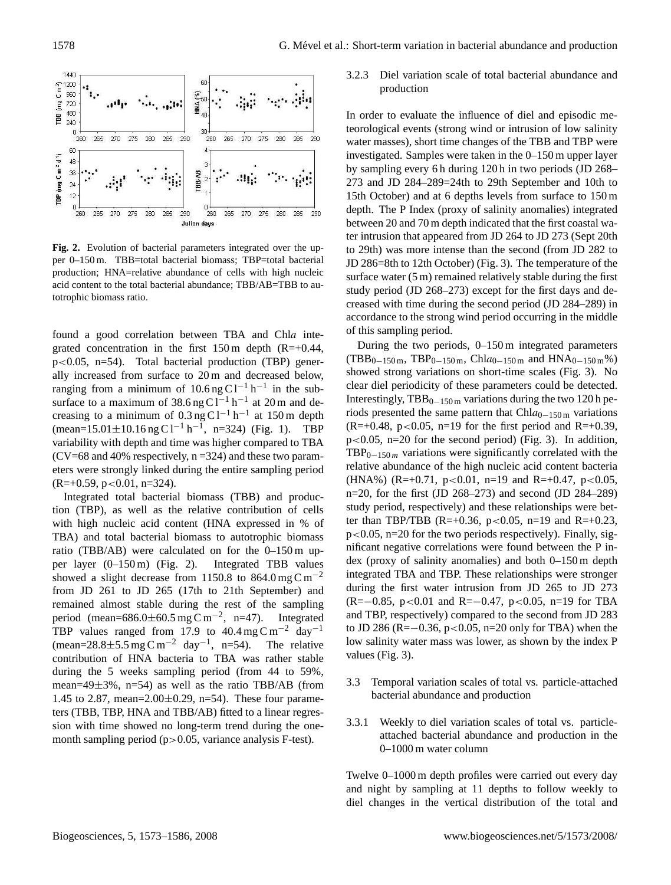**Fig. 2.** Evolution of bacterial parameters integrated over the upper 0–150 m. TBB=total bacterial biomass; TBP=total bacterial production; HNA=relative abundance of cells with high nucleic acid content to the total bacterial abundance; TBB/AB=TBB to autotrophic biomass ratio.

found a good correlation between TBA and Chl*a* integrated concentration in the first 150 m depth (R=+0.44, $p<0.05$, n=54). Total bacterial production (TBP) generally increased from surface to 20 m and decreased below, ranging from a minimum of 10.6 ng C $l^{-1}$ $h^{-1}$ in the subsurface to a maximum of 38.6 ng C $l^{-1}$ $h^{-1}$ at 20 m and decreasing to a minimum of 0.3 ng C $l^{-1}$ $h^{-1}$ at 150 m depth (mean=15.01±10.16 ng C $l^{-1}$ $h^{-1}$, n=324) (Fig. 1). TBP variability with depth and time was higher compared to TBA (CV=68 and 40% respectively, n =324) and these two parameters were strongly linked during the entire sampling period (R=+0.59, $p<0.01$, n=324).

Integrated total bacterial biomass (TBB) and production (TBP), as well as the relative contribution of cells with high nucleic acid content (HNA expressed in % of TBA) and total bacterial biomass to autotrophic biomass ratio (TBB/AB) were calculated on for the 0–150 m upper layer (0–150 m) (Fig. 2). Integrated TBB values showed a slight decrease from 1150.8 to 864.0 mg C $m^{-2}$ from JD 261 to JD 265 (17th to 21th September) and remained almost stable during the rest of the sampling period (mean=686.0±60.5 mg C $m^{-2}$, n=47). Integrated TBP values ranged from 17.9 to 40.4 mg C $m^{-2}$ $day^{-1}$ (mean=28.8±5.5 mg C $m^{-2}$ $day^{-1}$, n=54). The relative contribution of HNA bacteria to TBA was rather stable during the 5 weeks sampling period (from 44 to 59%, mean=49±3%, n=54) as well as the ratio TBB/AB (from 1.45 to 2.87, mean=2.00±0.29, n=54). These four parameters (TBB, TBP, HNA and TBB/AB) fitted to a linear regression with time showed no long-term trend during the one-month sampling period ($p>0.05$, variance analysis F-test).

#### 3.2.3 Diel variation scale of total bacterial abundance and production

In order to evaluate the influence of diel and episodic meteorological events (strong wind or intrusion of low salinity water masses), short time changes of the TBB and TBP were investigated. Samples were taken in the 0–150 m upper layer by sampling every 6 h during 120 h in two periods (JD 268–273 and JD 284–289=24th to 29th September and 10th to 15th October) and at 6 depths levels from surface to 150 m depth. The P Index (proxy of salinity anomalies) integrated between 20 and 70 m depth indicated that the first coastal water intrusion that appeared from JD 264 to JD 273 (Sept 20th to 29th) was more intense than the second (from JD 282 to JD 286=8th to 12th October) (Fig. 3). The temperature of the surface water (5 m) remained relatively stable during the first study period (JD 268–273) except for the first days and decreased with time during the second period (JD 284–289) in accordance to the strong wind period occurring in the middle of this sampling period.

During the two periods, 0–150 m integrated parameters ($TBB_{0-150\,m}$, $TBP_{0-150\,m}$, $Chla_{0-150\,m}$ and $HNA_{0-150\,m}\%$) showed strong variations on short-time scales (Fig. 3). No clear diel periodicity of these parameters could be detected. Interestingly, $TBB_{0-150\,m}$ variations during the two 120 h periods presented the same pattern that $Chla_{0-150\,m}$ variations (R=+0.48, $p<0.05$, n=19 for the first period and R=+0.39, $p<0.05$, n=20 for the second period) (Fig. 3). In addition, $TBP_{0-150\,m}$ variations were significantly correlated with the relative abundance of the high nucleic acid content bacteria (HNA%) (R=+0.71, $p<0.01$, n=19 and R=+0.47, $p<0.05$, n=20, for the first (JD 268–273) and second (JD 284–289) study period, respectively) and these relationships were better than TBP/TBB (R=+0.36, $p<0.05$, n=19 and R=+0.23, $p<0.05$, n=20 for the two periods respectively). Finally, significant negative correlations were found between the P index (proxy of salinity anomalies) and both 0–150 m depth integrated TBA and TBP. These relationships were stronger during the first water intrusion from JD 265 to JD 273 (R=−0.85, $p<0.01$ and R=−0.47, $p<0.05$, n=19 for TBA and TBP, respectively) compared to the second from JD 283 to JD 286 (R=−0.36, $p<0.05$, n=20 only for TBA) when the low salinity water mass was lower, as shown by the index P values (Fig. 3).

### 3.3 Temporal variation scales of total vs. particle-attached bacterial abundance and production

#### 3.3.1 Weekly to diel variation scales of total vs. particle-attached bacterial abundance and production in the 0–1000 m water column

Twelve 0–1000 m depth profiles were carried out every day and night by sampling at 11 depths to follow weekly to diel changes in the vertical distribution of the total and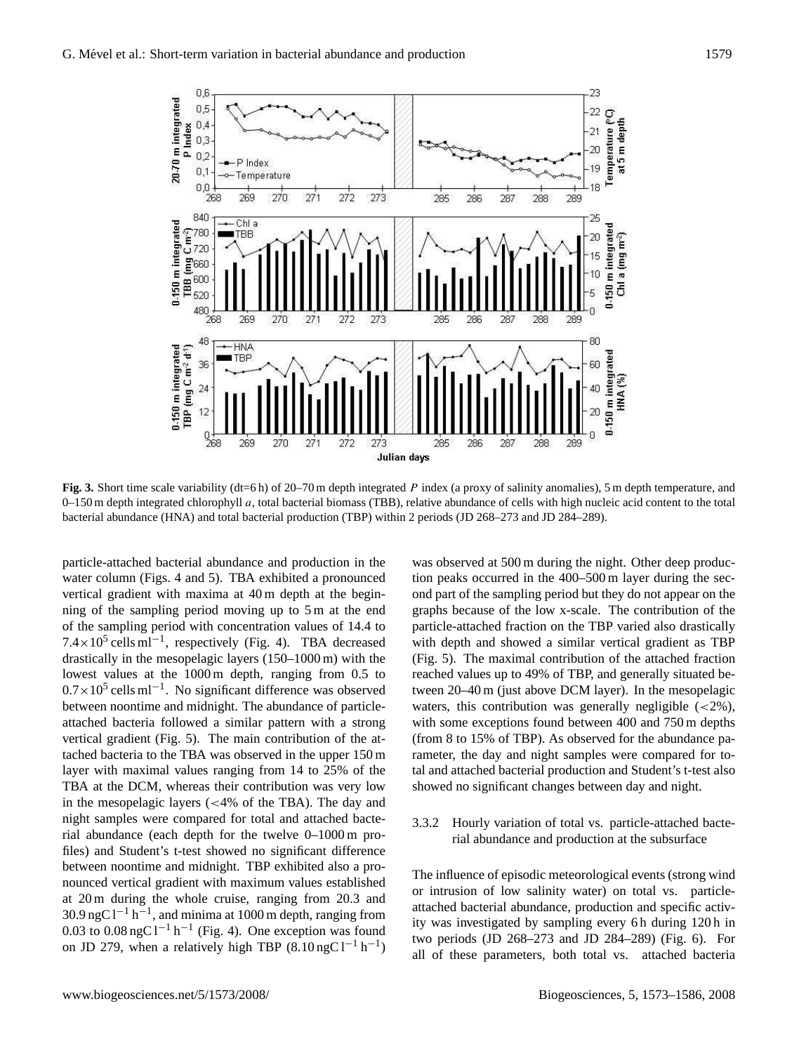**Fig. 3.** Short time scale variability (dt=6 h) of 20–70 m depth integrated *P* index (a proxy of salinity anomalies), 5 m depth temperature, and 0–150 m depth integrated chlorophyll *a*, total bacterial biomass (TBB), relative abundance of cells with high nucleic acid content to the total bacterial abundance (HNA) and total bacterial production (TBP) within 2 periods (JD 268–273 and JD 284–289).

particle-attached bacterial abundance and production in the water column (Figs. 4 and 5). TBA exhibited a pronounced vertical gradient with maxima at 40 m depth at the beginning of the sampling period moving up to 5 m at the end of the sampling period with concentration values of 14.4 to $7.4\times10^5$ cells ml$^{-1}$, respectively (Fig. 4). TBA decreased drastically in the mesopelagic layers (150–1000 m) with the lowest values at the 1000 m depth, ranging from 0.5 to $0.7\times10^5$ cells ml$^{-1}$. No significant difference was observed between noontime and midnight. The abundance of particle-attached bacteria followed a similar pattern with a strong vertical gradient (Fig. 5). The main contribution of the attached bacteria to the TBA was observed in the upper 150 m layer with maximal values ranging from 14 to 25% of the TBA at the DCM, whereas their contribution was very low in the mesopelagic layers (<4% of the TBA). The day and night samples were compared for total and attached bacterial abundance (each depth for the twelve 0–1000 m profiles) and Student's t-test showed no significant difference between noontime and midnight. TBP exhibited also a pronounced vertical gradient with maximum values established at 20 m during the whole cruise, ranging from 20.3 and 30.9 ngC l$^{-1}$ h$^{-1}$, and minima at 1000 m depth, ranging from 0.03 to 0.08 ngC l$^{-1}$ h$^{-1}$ (Fig. 4). One exception was found on JD 279, when a relatively high TBP (8.10 ngC l$^{-1}$ h$^{-1}$) was observed at 500 m during the night. Other deep production peaks occurred in the 400–500 m layer during the second part of the sampling period but they do not appear on the graphs because of the low x-scale. The contribution of the particle-attached fraction on the TBP varied also drastically with depth and showed a similar vertical gradient as TBP (Fig. 5). The maximal contribution of the attached fraction reached values up to 49% of TBP, and generally situated between 20–40 m (just above DCM layer). In the mesopelagic waters, this contribution was generally negligible (<2%), with some exceptions found between 400 and 750 m depths (from 8 to 15% of TBP). As observed for the abundance parameter, the day and night samples were compared for total and attached bacterial production and Student's t-test also showed no significant changes between day and night.

### 3.3.2 Hourly variation of total vs. particle-attached bacterial abundance and production at the subsurface

The influence of episodic meteorological events (strong wind or intrusion of low salinity water) on total vs. particle-attached bacterial abundance, production and specific activity was investigated by sampling every 6 h during 120 h in two periods (JD 268–273 and JD 284–289) (Fig. 6). For all of these parameters, both total vs. attached bacteria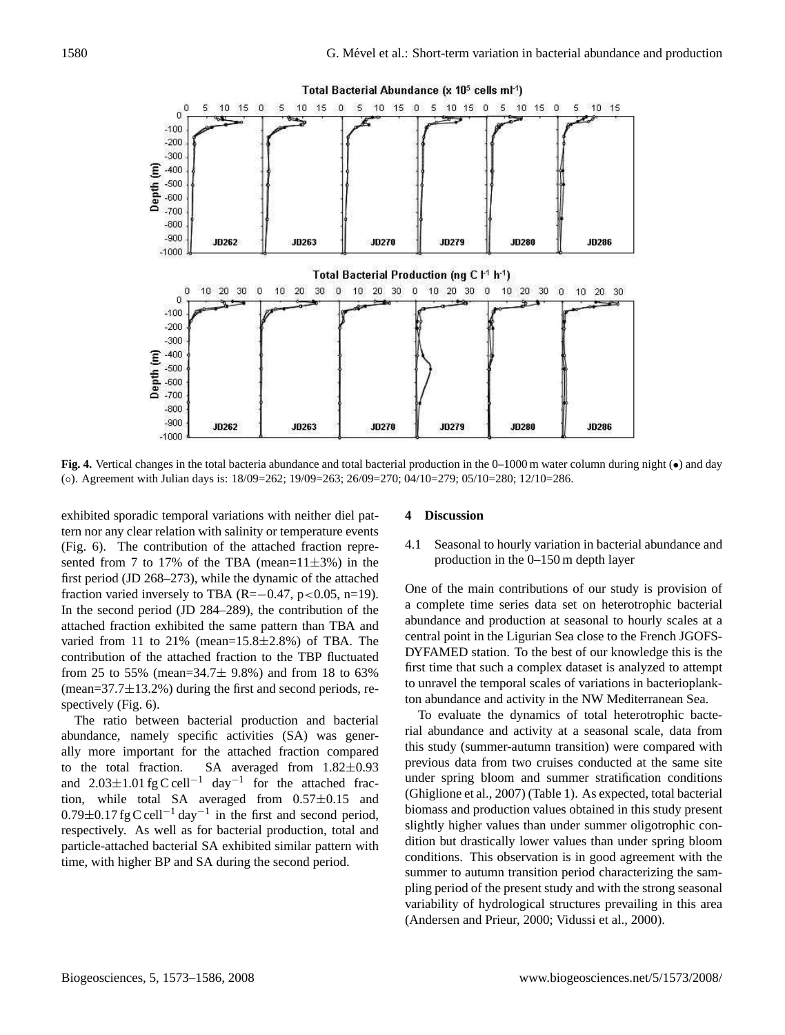**Fig. 4.** Vertical changes in the total bacteria abundance and total bacterial production in the 0–1000 m water column during night (•) and day (∘). Agreement with Julian days is: 18/09=262; 19/09=263; 26/09=270; 04/10=279; 05/10=280; 12/10=286.

exhibited sporadic temporal variations with neither diel pattern nor any clear relation with salinity or temperature events (Fig. 6). The contribution of the attached fraction represented from 7 to 17% of the TBA (mean=11±3%) in the first period (JD 268–273), while the dynamic of the attached fraction varied inversely to TBA ($R=-0.47$, $p<0.05$, $n=19$). In the second period (JD 284–289), the contribution of the attached fraction exhibited the same pattern than TBA and varied from 11 to 21% (mean=15.8±2.8%) of TBA. The contribution of the attached fraction to the TBP fluctuated from 25 to 55% (mean=34.7± 9.8%) and from 18 to 63% (mean=37.7±13.2%) during the first and second periods, respectively (Fig. 6).

The ratio between bacterial production and bacterial abundance, namely specific activities (SA) was generally more important for the attached fraction compared to the total fraction. SA averaged from 1.82±0.93 and 2.03±1.01 fg C cell$^{-1}$ day$^{-1}$ for the attached fraction, while total SA averaged from 0.57±0.15 and 0.79±0.17 fg C cell$^{-1}$ day$^{-1}$ in the first and second period, respectively. As well as for bacterial production, total and particle-attached bacterial SA exhibited similar pattern with time, with higher BP and SA during the second period.

## 4 Discussion

### 4.1 Seasonal to hourly variation in bacterial abundance and production in the 0–150 m depth layer

One of the main contributions of our study is provision of a complete time series data set on heterotrophic bacterial abundance and production at seasonal to hourly scales at a central point in the Ligurian Sea close to the French JGOFS-DYFAMED station. To the best of our knowledge this is the first time that such a complex dataset is analyzed to attempt to unravel the temporal scales of variations in bacterioplankton abundance and activity in the NW Mediterranean Sea.

To evaluate the dynamics of total heterotrophic bacterial abundance and activity at a seasonal scale, data from this study (summer-autumn transition) were compared with previous data from two cruises conducted at the same site under spring bloom and summer stratification conditions (Ghiglione et al., 2007) (Table 1). As expected, total bacterial biomass and production values obtained in this study present slightly higher values than under summer oligotrophic condition but drastically lower values than under spring bloom conditions. This observation is in good agreement with the summer to autumn transition period characterizing the sampling period of the present study and with the strong seasonal variability of hydrological structures prevailing in this area (Andersen and Prieur, 2000; Vidussi et al., 2000).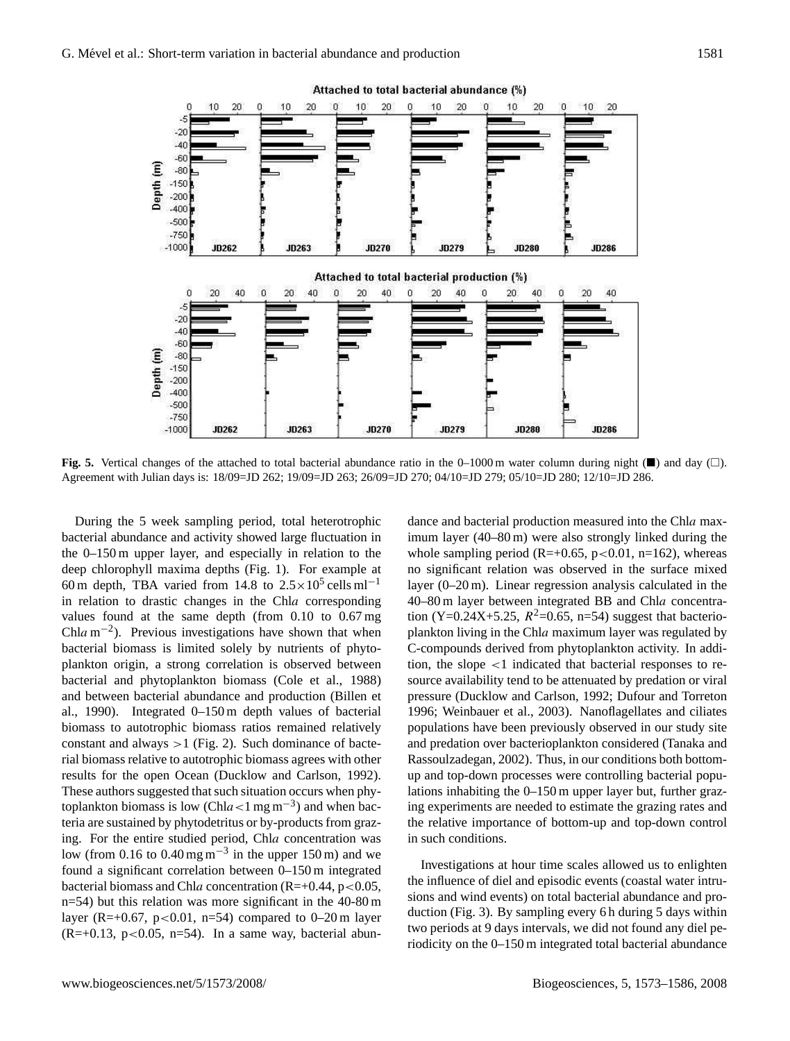**Fig. 5.** Vertical changes of the attached to total bacterial abundance ratio in the 0–1000 m water column during night (■) and day (□). Agreement with Julian days is: 18/09=JD 262; 19/09=JD 263; 26/09=JD 270; 04/10=JD 279; 05/10=JD 280; 12/10=JD 286.

During the 5 week sampling period, total heterotrophic bacterial abundance and activity showed large fluctuation in the 0–150 m upper layer, and especially in relation to the deep chlorophyll maxima depths (Fig. 1). For example at 60 m depth, TBA varied from 14.8 to $2.5\times10^5$ cells ml$^{-1}$ in relation to drastic changes in the Chl*a* corresponding values found at the same depth (from 0.10 to 0.67 mg Chl*a* m$^{-2}$). Previous investigations have shown that when bacterial biomass is limited solely by nutrients of phytoplankton origin, a strong correlation is observed between bacterial and phytoplankton biomass (Cole et al., 1988) and between bacterial abundance and production (Billen et al., 1990). Integrated 0–150 m depth values of bacterial biomass to autotrophic biomass ratios remained relatively constant and always >1 (Fig. 2). Such dominance of bacterial biomass relative to autotrophic biomass agrees with other results for the open Ocean (Ducklow and Carlson, 1992). These authors suggested that such situation occurs when phytoplankton biomass is low (Chl*a* <1 mg m$^{-3}$) and when bacteria are sustained by phytodetritus or by-products from grazing. For the entire studied period, Chl*a* concentration was low (from 0.16 to 0.40 mg m$^{-3}$ in the upper 150 m) and we found a significant correlation between 0–150 m integrated bacterial biomass and Chl*a* concentration (R=+0.44, $p<0.05$, n=54) but this relation was more significant in the 40-80 m layer (R=+0.67, $p<0.01$, n=54) compared to 0–20 m layer (R=+0.13, $p<0.05$, n=54). In a same way, bacterial abundance and bacterial production measured into the Chl*a* maximum layer (40–80 m) were also strongly linked during the whole sampling period (R=+0.65, $p<0.01$, n=162), whereas no significant relation was observed in the surface mixed layer (0–20 m). Linear regression analysis calculated in the 40–80 m layer between integrated BB and Chl*a* concentration (Y=0.24X+5.25, $R^2$=0.65, n=54) suggest that bacterioplankton living in the Chl*a* maximum layer was regulated by C-compounds derived from phytoplankton activity. In addition, the slope <1 indicated that bacterial responses to resource availability tend to be attenuated by predation or viral pressure (Ducklow and Carlson, 1992; Dufour and Torreton 1996; Weinbauer et al., 2003). Nanoflagellates and ciliates populations have been previously observed in our study site and predation over bacterioplankton considered (Tanaka and Rassoulzadegan, 2002). Thus, in our conditions both bottom-up and top-down processes were controlling bacterial populations inhabiting the 0–150 m upper layer but, further grazing experiments are needed to estimate the grazing rates and the relative importance of bottom-up and top-down control in such conditions.

Investigations at hour time scales allowed us to enlighten the influence of diel and episodic events (coastal water intrusions and wind events) on total bacterial abundance and production (Fig. 3). By sampling every 6 h during 5 days within two periods at 9 days intervals, we did not found any diel periodicity on the 0–150 m integrated total bacterial abundance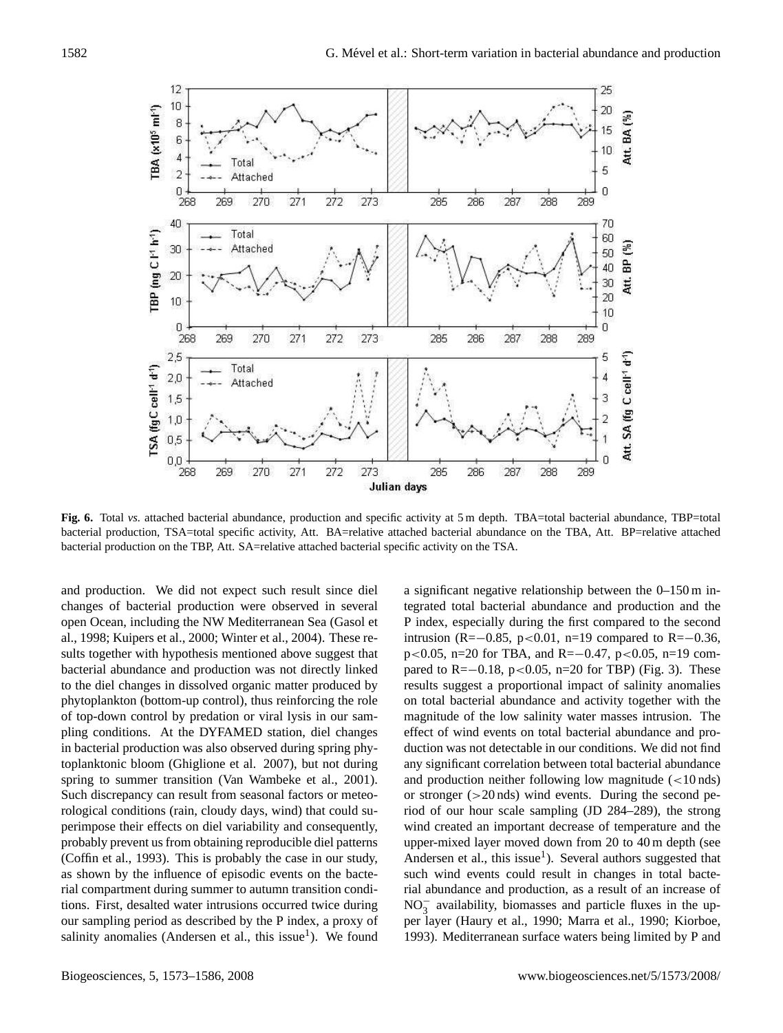**Fig. 6.** Total *vs.* attached bacterial abundance, production and specific activity at 5 m depth. TBA=total bacterial abundance, TBP=total bacterial production, TSA=total specific activity, Att. BA=relative attached bacterial abundance on the TBA, Att. BP=relative attached bacterial production on the TBP, Att. SA=relative attached bacterial specific activity on the TSA.

and production. We did not expect such result since diel changes of bacterial production were observed in several open Ocean, including the NW Mediterranean Sea (Gasol et al., 1998; Kuipers et al., 2000; Winter et al., 2004). These results together with hypothesis mentioned above suggest that bacterial abundance and production was not directly linked to the diel changes in dissolved organic matter produced by phytoplankton (bottom-up control), thus reinforcing the role of top-down control by predation or viral lysis in our sampling conditions. At the DYFAMED station, diel changes in bacterial production was also observed during spring phytoplanktonic bloom (Ghiglione et al. 2007), but not during spring to summer transition (Van Wambeke et al., 2001). Such discrepancy can result from seasonal factors or meteorological conditions (rain, cloudy days, wind) that could superimpose their effects on diel variability and consequently, probably prevent us from obtaining reproducible diel patterns (Coffin et al., 1993). This is probably the case in our study, as shown by the influence of episodic events on the bacterial compartment during summer to autumn transition conditions. First, desalted water intrusions occurred twice during our sampling period as described by the P index, a proxy of salinity anomalies (Andersen et al., this issue[1]). We found a significant negative relationship between the 0–150 m integrated total bacterial abundance and production and the P index, especially during the first compared to the second intrusion ($R=-0.85$, $p<0.01$, $n=19$ compared to $R=-0.36$, $p<0.05$, $n=20$ for TBA, and $R=-0.47$, $p<0.05$, $n=19$ compared to $R=-0.18$, $p<0.05$, $n=20$ for TBP) (Fig. 3). These results suggest a proportional impact of salinity anomalies on total bacterial abundance and activity together with the magnitude of the low salinity water masses intrusion. The effect of wind events on total bacterial abundance and production was not detectable in our conditions. We did not find any significant correlation between total bacterial abundance and production neither following low magnitude (<10 nds) or stronger (>20 nds) wind events. During the second period of our hour scale sampling (JD 284–289), the strong wind created an important decrease of temperature and the upper-mixed layer moved down from 20 to 40 m depth (see Andersen et al., this issue[1]). Several authors suggested that such wind events could result in changes in total bacterial abundance and production, as a result of an increase of $NO_3^-$ availability, biomasses and particle fluxes in the upper layer (Haury et al., 1990; Marra et al., 1990; Kiorboe, 1993). Mediterranean surface waters being limited by P and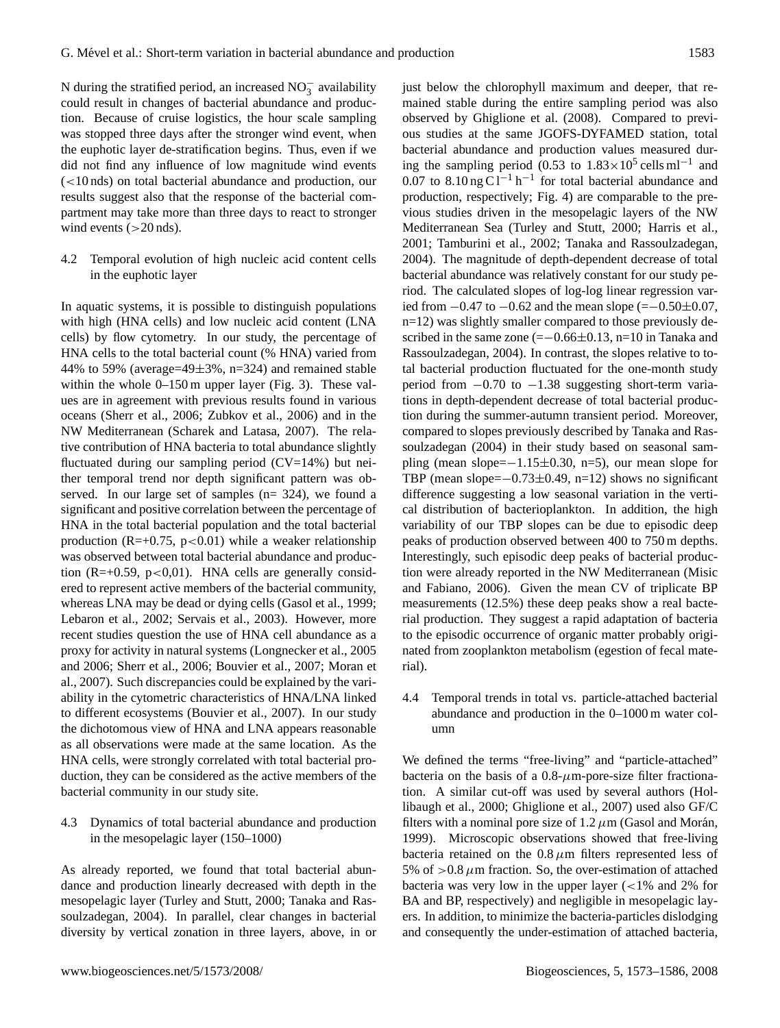N during the stratified period, an increased $NO_3^-$ availability could result in changes of bacterial abundance and production. Because of cruise logistics, the hour scale sampling was stopped three days after the stronger wind event, when the euphotic layer de-stratification begins. Thus, even if we did not find any influence of low magnitude wind events (<10 nds) on total bacterial abundance and production, our results suggest also that the response of the bacterial compartment may take more than three days to react to stronger wind events (>20 nds).

## 4.2 Temporal evolution of high nucleic acid content cells in the euphotic layer

In aquatic systems, it is possible to distinguish populations with high (HNA cells) and low nucleic acid content (LNA cells) by flow cytometry. In our study, the percentage of HNA cells to the total bacterial count (% HNA) varied from 44% to 59% (average=49±3%, n=324) and remained stable within the whole 0–150 m upper layer (Fig. 3). These values are in agreement with previous results found in various oceans (Sherr et al., 2006; Zubkov et al., 2006) and in the NW Mediterranean (Scharek and Latasa, 2007). The relative contribution of HNA bacteria to total abundance slightly fluctuated during our sampling period (CV=14%) but neither temporal trend nor depth significant pattern was observed. In our large set of samples (n= 324), we found a significant and positive correlation between the percentage of HNA in the total bacterial population and the total bacterial production ($R=+0.75$, $p<0.01$) while a weaker relationship was observed between total bacterial abundance and production ($R=+0.59$, $p<0{,}01$). HNA cells are generally considered to represent active members of the bacterial community, whereas LNA may be dead or dying cells (Gasol et al., 1999; Lebaron et al., 2002; Servais et al., 2003). However, more recent studies question the use of HNA cell abundance as a proxy for activity in natural systems (Longnecker et al., 2005 and 2006; Sherr et al., 2006; Bouvier et al., 2007; Moran et al., 2007). Such discrepancies could be explained by the variability in the cytometric characteristics of HNA/LNA linked to different ecosystems (Bouvier et al., 2007). In our study the dichotomous view of HNA and LNA appears reasonable as all observations were made at the same location. As the HNA cells, were strongly correlated with total bacterial production, they can be considered as the active members of the bacterial community in our study site.

## 4.3 Dynamics of total bacterial abundance and production in the mesopelagic layer (150–1000)

As already reported, we found that total bacterial abundance and production linearly decreased with depth in the mesopelagic layer (Turley and Stutt, 2000; Tanaka and Rassoulzadegan, 2004). In parallel, clear changes in bacterial diversity by vertical zonation in three layers, above, in or just below the chlorophyll maximum and deeper, that remained stable during the entire sampling period was also observed by Ghiglione et al. (2008). Compared to previous studies at the same JGOFS-DYFAMED station, total bacterial abundance and production values measured during the sampling period (0.53 to $1.83\times10^5$ cells ml$^{-1}$ and 0.07 to 8.10 ng C l$^{-1}$ h$^{-1}$ for total bacterial abundance and production, respectively; Fig. 4) are comparable to the previous studies driven in the mesopelagic layers of the NW Mediterranean Sea (Turley and Stutt, 2000; Harris et al., 2001; Tamburini et al., 2002; Tanaka and Rassoulzadegan, 2004). The magnitude of depth-dependent decrease of total bacterial abundance was relatively constant for our study period. The calculated slopes of log-log linear regression varied from −0.47 to −0.62 and the mean slope (=−0.50±0.07, n=12) was slightly smaller compared to those previously described in the same zone (=−0.66±0.13, n=10 in Tanaka and Rassoulzadegan, 2004). In contrast, the slopes relative to total bacterial production fluctuated for the one-month study period from −0.70 to −1.38 suggesting short-term variations in depth-dependent decrease of total bacterial production during the summer-autumn transient period. Moreover, compared to slopes previously described by Tanaka and Rassoulzadegan (2004) in their study based on seasonal sampling (mean slope=−1.15±0.30, n=5), our mean slope for TBP (mean slope=−0.73±0.49, n=12) shows no significant difference suggesting a low seasonal variation in the vertical distribution of bacterioplankton. In addition, the high variability of our TBP slopes can be due to episodic deep peaks of production observed between 400 to 750 m depths. Interestingly, such episodic deep peaks of bacterial production were already reported in the NW Mediterranean (Misic and Fabiano, 2006). Given the mean CV of triplicate BP measurements (12.5%) these deep peaks show a real bacterial production. They suggest a rapid adaptation of bacteria to the episodic occurrence of organic matter probably originated from zooplankton metabolism (egestion of fecal material).

## 4.4 Temporal trends in total vs. particle-attached bacterial abundance and production in the 0–1000 m water column

We defined the terms "free-living" and "particle-attached" bacteria on the basis of a 0.8-$\mu$m-pore-size filter fractionation. A similar cut-off was used by several authors (Hollibaugh et al., 2000; Ghiglione et al., 2007) used also GF/C filters with a nominal pore size of 1.2 $\mu$m (Gasol and Morán, 1999). Microscopic observations showed that free-living bacteria retained on the 0.8 $\mu$m filters represented less of 5% of >0.8 $\mu$m fraction. So, the over-estimation of attached bacteria was very low in the upper layer (<1% and 2% for BA and BP, respectively) and negligible in mesopelagic layers. In addition, to minimize the bacteria-particles dislodging and consequently the under-estimation of attached bacteria,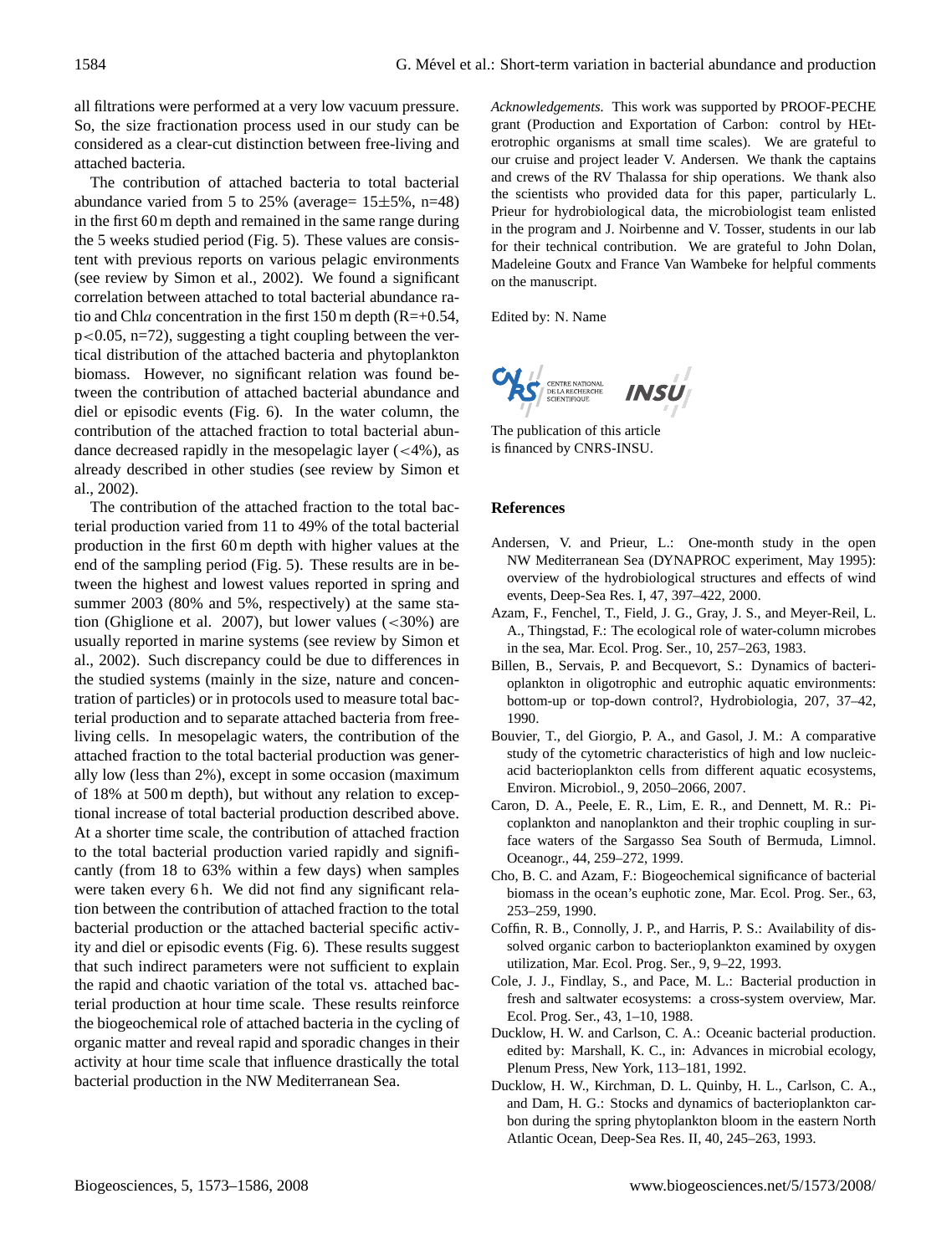all filtrations were performed at a very low vacuum pressure. So, the size fractionation process used in our study can be considered as a clear-cut distinction between free-living and attached bacteria.

The contribution of attached bacteria to total bacterial abundance varied from 5 to 25% (average= 15±5%, n=48) in the first 60 m depth and remained in the same range during the 5 weeks studied period (Fig. 5). These values are consistent with previous reports on various pelagic environments (see review by Simon et al., 2002). We found a significant correlation between attached to total bacterial abundance ratio and Chl*a* concentration in the first 150 m depth (R=+0.54, p<0.05, n=72), suggesting a tight coupling between the vertical distribution of the attached bacteria and phytoplankton biomass. However, no significant relation was found between the contribution of attached bacterial abundance and diel or episodic events (Fig. 6). In the water column, the contribution of the attached fraction to total bacterial abundance decreased rapidly in the mesopelagic layer (<4%), as already described in other studies (see review by Simon et al., 2002).

The contribution of the attached fraction to the total bacterial production varied from 11 to 49% of the total bacterial production in the first 60 m depth with higher values at the end of the sampling period (Fig. 5). These results are in between the highest and lowest values reported in spring and summer 2003 (80% and 5%, respectively) at the same station (Ghiglione et al. 2007), but lower values (<30%) are usually reported in marine systems (see review by Simon et al., 2002). Such discrepancy could be due to differences in the studied systems (mainly in the size, nature and concentration of particles) or in protocols used to measure total bacterial production and to separate attached bacteria from free-living cells. In mesopelagic waters, the contribution of the attached fraction to the total bacterial production was generally low (less than 2%), except in some occasion (maximum of 18% at 500 m depth), but without any relation to exceptional increase of total bacterial production described above. At a shorter time scale, the contribution of attached fraction to the total bacterial production varied rapidly and significantly (from 18 to 63% within a few days) when samples were taken every 6 h. We did not find any significant relation between the contribution of attached fraction to the total bacterial production or the attached bacterial specific activity and diel or episodic events (Fig. 6). These results suggest that such indirect parameters were not sufficient to explain the rapid and chaotic variation of the total vs. attached bacterial production at hour time scale. These results reinforce the biogeochemical role of attached bacteria in the cycling of organic matter and reveal rapid and sporadic changes in their activity at hour time scale that influence drastically the total bacterial production in the NW Mediterranean Sea.

*Acknowledgements.* This work was supported by PROOF-PECHE grant (Production and Exportation of Carbon: control by HEterotrophic organisms at small time scales). We are grateful to our cruise and project leader V. Andersen. We thank the captains and crews of the RV Thalassa for ship operations. We thank also the scientists who provided data for this paper, particularly L. Prieur for hydrobiological data, the microbiologist team enlisted in the program and J. Noirbenne and V. Tosser, students in our lab for their technical contribution. We are grateful to John Dolan, Madeleine Goutx and France Van Wambeke for helpful comments on the manuscript.

Edited by: N. Name

The publication of this article is financed by CNRS-INSU.

## References

- Andersen, V. and Prieur, L.: One-month study in the open NW Mediterranean Sea (DYNAPROC experiment, May 1995): overview of the hydrobiological structures and effects of wind events, Deep-Sea Res. I, 47, 397–422, 2000.
- Azam, F., Fenchel, T., Field, J. G., Gray, J. S., and Meyer-Reil, L. A., Thingstad, F.: The ecological role of water-column microbes in the sea, Mar. Ecol. Prog. Ser., 10, 257–263, 1983.
- Billen, B., Servais, P. and Becquevort, S.: Dynamics of bacterioplankton in oligotrophic and eutrophic aquatic environments: bottom-up or top-down control?, Hydrobiologia, 207, 37–42, 1990.
- Bouvier, T., del Giorgio, P. A., and Gasol, J. M.: A comparative study of the cytometric characteristics of high and low nucleic-acid bacterioplankton cells from different aquatic ecosystems, Environ. Microbiol., 9, 2050–2066, 2007.
- Caron, D. A., Peele, E. R., Lim, E. R., and Dennett, M. R.: Picoplankton and nanoplankton and their trophic coupling in surface waters of the Sargasso Sea South of Bermuda, Limnol. Oceanogr., 44, 259–272, 1999.
- Cho, B. C. and Azam, F.: Biogeochemical significance of bacterial biomass in the ocean's euphotic zone, Mar. Ecol. Prog. Ser., 63, 253–259, 1990.
- Coffin, R. B., Connolly, J. P., and Harris, P. S.: Availability of dissolved organic carbon to bacterioplankton examined by oxygen utilization, Mar. Ecol. Prog. Ser., 9, 9–22, 1993.
- Cole, J. J., Findlay, S., and Pace, M. L.: Bacterial production in fresh and saltwater ecosystems: a cross-system overview, Mar. Ecol. Prog. Ser., 43, 1–10, 1988.
- Ducklow, H. W. and Carlson, C. A.: Oceanic bacterial production. edited by: Marshall, K. C., in: Advances in microbial ecology, Plenum Press, New York, 113–181, 1992.
- Ducklow, H. W., Kirchman, D. L. Quinby, H. L., Carlson, C. A., and Dam, H. G.: Stocks and dynamics of bacterioplankton carbon during the spring phytoplankton bloom in the eastern North Atlantic Ocean, Deep-Sea Res. II, 40, 245–263, 1993.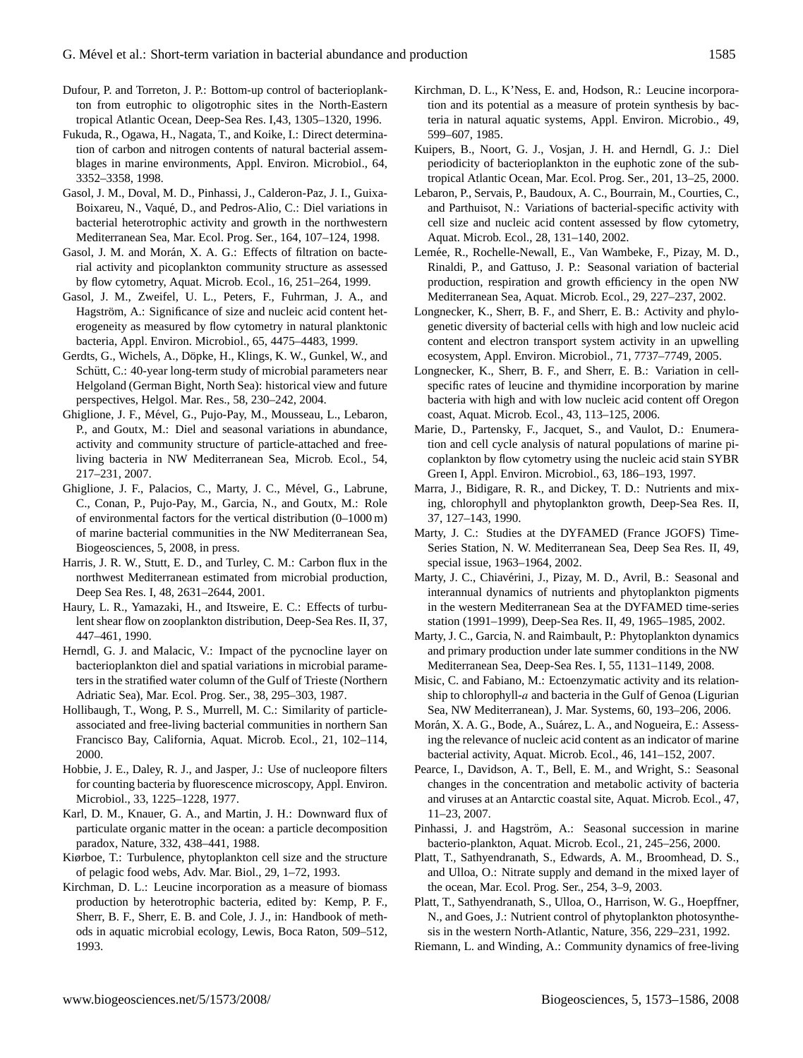Dufour, P. and Torreton, J. P.: Bottom-up control of bacterioplankton from eutrophic to oligotrophic sites in the North-Eastern tropical Atlantic Ocean, Deep-Sea Res. I,43, 1305–1320, 1996.

Fukuda, R., Ogawa, H., Nagata, T., and Koike, I.: Direct determination of carbon and nitrogen contents of natural bacterial assemblages in marine environments, Appl. Environ. Microbiol., 64, 3352–3358, 1998.

Gasol, J. M., Doval, M. D., Pinhassi, J., Calderon-Paz, J. I., Guixa-Boixareu, N., Vaqué, D., and Pedros-Alio, C.: Diel variations in bacterial heterotrophic activity and growth in the northwestern Mediterranean Sea, Mar. Ecol. Prog. Ser., 164, 107–124, 1998.

Gasol, J. M. and Morán, X. A. G.: Effects of filtration on bacterial activity and picoplankton community structure as assessed by flow cytometry, Aquat. Microb. Ecol., 16, 251–264, 1999.

Gasol, J. M., Zweifel, U. L., Peters, F., Fuhrman, J. A., and Hagström, A.: Significance of size and nucleic acid content heterogeneity as measured by flow cytometry in natural planktonic bacteria, Appl. Environ. Microbiol., 65, 4475–4483, 1999.

Gerdts, G., Wichels, A., Döpke, H., Klings, K. W., Gunkel, W., and Schütt, C.: 40-year long-term study of microbial parameters near Helgoland (German Bight, North Sea): historical view and future perspectives, Helgol. Mar. Res., 58, 230–242, 2004.

Ghiglione, J. F., Mével, G., Pujo-Pay, M., Mousseau, L., Lebaron, P., and Goutx, M.: Diel and seasonal variations in abundance, activity and community structure of particle-attached and free-living bacteria in NW Mediterranean Sea, Microb. Ecol., 54, 217–231, 2007.

Ghiglione, J. F., Palacios, C., Marty, J. C., Mével, G., Labrune, C., Conan, P., Pujo-Pay, M., Garcia, N., and Goutx, M.: Role of environmental factors for the vertical distribution (0–1000 m) of marine bacterial communities in the NW Mediterranean Sea, Biogeosciences, 5, 2008, in press.

Harris, J. R. W., Stutt, E. D., and Turley, C. M.: Carbon flux in the northwest Mediterranean estimated from microbial production, Deep Sea Res. I, 48, 2631–2644, 2001.

Haury, L. R., Yamazaki, H., and Itsweire, E. C.: Effects of turbulent shear flow on zooplankton distribution, Deep-Sea Res. II, 37, 447–461, 1990.

Herndl, G. J. and Malacic, V.: Impact of the pycnocline layer on bacterioplankton diel and spatial variations in microbial parameters in the stratified water column of the Gulf of Trieste (Northern Adriatic Sea), Mar. Ecol. Prog. Ser., 38, 295–303, 1987.

Hollibaugh, T., Wong, P. S., Murrell, M. C.: Similarity of particle-associated and free-living bacterial communities in northern San Francisco Bay, California, Aquat. Microb. Ecol., 21, 102–114, 2000.

Hobbie, J. E., Daley, R. J., and Jasper, J.: Use of nucleopore filters for counting bacteria by fluorescence microscopy, Appl. Environ. Microbiol., 33, 1225–1228, 1977.

Karl, D. M., Knauer, G. A., and Martin, J. H.: Downward flux of particulate organic matter in the ocean: a particle decomposition paradox, Nature, 332, 438–441, 1988.

Kiørboe, T.: Turbulence, phytoplankton cell size and the structure of pelagic food webs, Adv. Mar. Biol., 29, 1–72, 1993.

Kirchman, D. L.: Leucine incorporation as a measure of biomass production by heterotrophic bacteria, edited by: Kemp, P. F., Sherr, B. F., Sherr, E. B. and Cole, J. J., in: Handbook of methods in aquatic microbial ecology, Lewis, Boca Raton, 509–512, 1993.

Kirchman, D. L., K'Ness, E. and, Hodson, R.: Leucine incorporation and its potential as a measure of protein synthesis by bacteria in natural aquatic systems, Appl. Environ. Microbio., 49, 599–607, 1985.

Kuipers, B., Noort, G. J., Vosjan, J. H. and Herndl, G. J.: Diel periodicity of bacterioplankton in the euphotic zone of the subtropical Atlantic Ocean, Mar. Ecol. Prog. Ser., 201, 13–25, 2000.

Lebaron, P., Servais, P., Baudoux, A. C., Bourrain, M., Courties, C., and Parthuisot, N.: Variations of bacterial-specific activity with cell size and nucleic acid content assessed by flow cytometry, Aquat. Microb. Ecol., 28, 131–140, 2002.

Lemée, R., Rochelle-Newall, E., Van Wambeke, F., Pizay, M. D., Rinaldi, P., and Gattuso, J. P.: Seasonal variation of bacterial production, respiration and growth efficiency in the open NW Mediterranean Sea, Aquat. Microb. Ecol., 29, 227–237, 2002.

Longnecker, K., Sherr, B. F., and Sherr, E. B.: Activity and phylogenetic diversity of bacterial cells with high and low nucleic acid content and electron transport system activity in an upwelling ecosystem, Appl. Environ. Microbiol., 71, 7737–7749, 2005.

Longnecker, K., Sherr, B. F., and Sherr, E. B.: Variation in cell-specific rates of leucine and thymidine incorporation by marine bacteria with high and with low nucleic acid content off Oregon coast, Aquat. Microb. Ecol., 43, 113–125, 2006.

Marie, D., Partensky, F., Jacquet, S., and Vaulot, D.: Enumeration and cell cycle analysis of natural populations of marine picoplankton by flow cytometry using the nucleic acid stain SYBR Green I, Appl. Environ. Microbiol., 63, 186–193, 1997.

Marra, J., Bidigare, R. R., and Dickey, T. D.: Nutrients and mixing, chlorophyll and phytoplankton growth, Deep-Sea Res. II, 37, 127–143, 1990.

Marty, J. C.: Studies at the DYFAMED (France JGOFS) Time-Series Station, N. W. Mediterranean Sea, Deep Sea Res. II, 49, special issue, 1963–1964, 2002.

Marty, J. C., Chiavérini, J., Pizay, M. D., Avril, B.: Seasonal and interannual dynamics of nutrients and phytoplankton pigments in the western Mediterranean Sea at the DYFAMED time-series station (1991–1999), Deep-Sea Res. II, 49, 1965–1985, 2002.

Marty, J. C., Garcia, N. and Raimbault, P.: Phytoplankton dynamics and primary production under late summer conditions in the NW Mediterranean Sea, Deep-Sea Res. I, 55, 1131–1149, 2008.

Misic, C. and Fabiano, M.: Ectoenzymatic activity and its relationship to chlorophyll-$a$ and bacteria in the Gulf of Genoa (Ligurian Sea, NW Mediterranean), J. Mar. Systems, 60, 193–206, 2006.

Morán, X. A. G., Bode, A., Suárez, L. A., and Nogueira, E.: Assessing the relevance of nucleic acid content as an indicator of marine bacterial activity, Aquat. Microb. Ecol., 46, 141–152, 2007.

Pearce, I., Davidson, A. T., Bell, E. M., and Wright, S.: Seasonal changes in the concentration and metabolic activity of bacteria and viruses at an Antarctic coastal site, Aquat. Microb. Ecol., 47, 11–23, 2007.

Pinhassi, J. and Hagström, A.: Seasonal succession in marine bacterio-plankton, Aquat. Microb. Ecol., 21, 245–256, 2000.

Platt, T., Sathyendranath, S., Edwards, A. M., Broomhead, D. S., and Ulloa, O.: Nitrate supply and demand in the mixed layer of the ocean, Mar. Ecol. Prog. Ser., 254, 3–9, 2003.

Platt, T., Sathyendranath, S., Ulloa, O., Harrison, W. G., Hoepffner, N., and Goes, J.: Nutrient control of phytoplankton photosynthesis in the western North-Atlantic, Nature, 356, 229–231, 1992.

Riemann, L. and Winding, A.: Community dynamics of free-living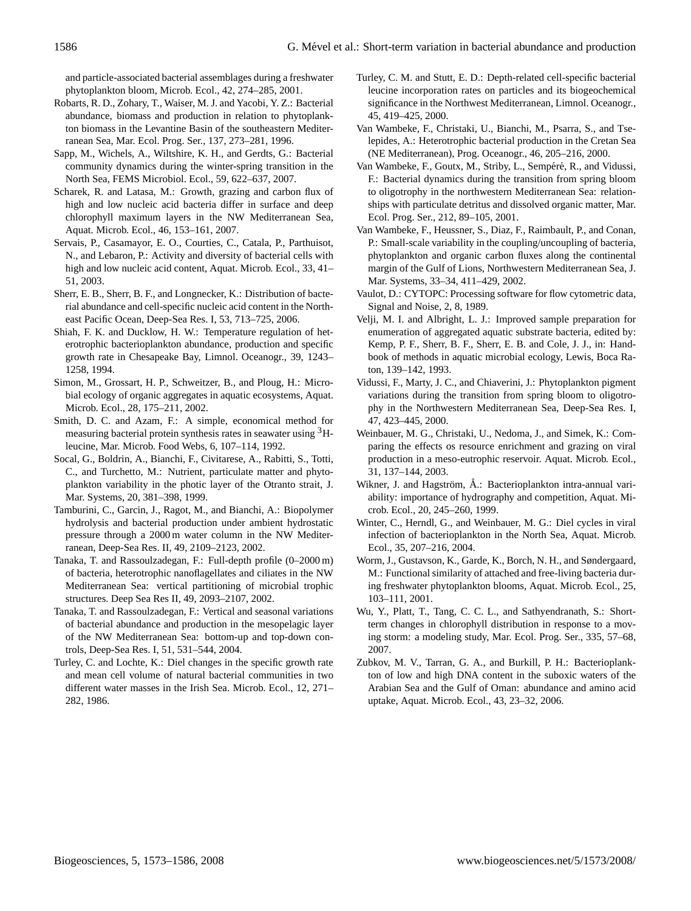and particle-associated bacterial assemblages during a freshwater phytoplankton bloom, Microb. Ecol., 42, 274–285, 2001.

Robarts, R. D., Zohary, T., Waiser, M. J. and Yacobi, Y. Z.: Bacterial abundance, biomass and production in relation to phytoplankton biomass in the Levantine Basin of the southeastern Mediterranean Sea, Mar. Ecol. Prog. Ser., 137, 273–281, 1996.

Sapp, M., Wichels, A., Wiltshire, K. H., and Gerdts, G.: Bacterial community dynamics during the winter-spring transition in the North Sea, FEMS Microbiol. Ecol., 59, 622–637, 2007.

Scharek, R. and Latasa, M.: Growth, grazing and carbon flux of high and low nucleic acid bacteria differ in surface and deep chlorophyll maximum layers in the NW Mediterranean Sea, Aquat. Microb. Ecol., 46, 153–161, 2007.

Servais, P., Casamayor, E. O., Courties, C., Catala, P., Parthuisot, N., and Lebaron, P.: Activity and diversity of bacterial cells with high and low nucleic acid content, Aquat. Microb. Ecol., 33, 41–51, 2003.

Sherr, E. B., Sherr, B. F., and Longnecker, K.: Distribution of bacterial abundance and cell-specific nucleic acid content in the Northeast Pacific Ocean, Deep-Sea Res. I, 53, 713–725, 2006.

Shiah, F. K. and Ducklow, H. W.: Temperature regulation of heterotrophic bacterioplankton abundance, production and specific growth rate in Chesapeake Bay, Limnol. Oceanogr., 39, 1243–1258, 1994.

Simon, M., Grossart, H. P., Schweitzer, B., and Ploug, H.: Microbial ecology of organic aggregates in aquatic ecosystems, Aquat. Microb. Ecol., 28, 175–211, 2002.

Smith, D. C. and Azam, F.: A simple, economical method for measuring bacterial protein synthesis rates in seawater using $^{3}$H-leucine, Mar. Microb. Food Webs, 6, 107–114, 1992.

Socal, G., Boldrin, A., Bianchi, F., Civitarese, A., Rabitti, S., Totti, C., and Turchetto, M.: Nutrient, particulate matter and phytoplankton variability in the photic layer of the Otranto strait, J. Mar. Systems, 20, 381–398, 1999.

Tamburini, C., Garcin, J., Ragot, M., and Bianchi, A.: Biopolymer hydrolysis and bacterial production under ambient hydrostatic pressure through a 2000 m water column in the NW Mediterranean, Deep-Sea Res. II, 49, 2109–2123, 2002.

Tanaka, T. and Rassoulzadegan, F.: Full-depth profile (0–2000 m) of bacteria, heterotrophic nanoflagellates and ciliates in the NW Mediterranean Sea: vertical partitioning of microbial trophic structures. Deep Sea Res II, 49, 2093–2107, 2002.

Tanaka, T. and Rassoulzadegan, F.: Vertical and seasonal variations of bacterial abundance and production in the mesopelagic layer of the NW Mediterranean Sea: bottom-up and top-down controls, Deep-Sea Res. I, 51, 531–544, 2004.

Turley, C. and Lochte, K.: Diel changes in the specific growth rate and mean cell volume of natural bacterial communities in two different water masses in the Irish Sea. Microb. Ecol., 12, 271–282, 1986.

Turley, C. M. and Stutt, E. D.: Depth-related cell-specific bacterial leucine incorporation rates on particles and its biogeochemical significance in the Northwest Mediterranean, Limnol. Oceanogr., 45, 419–425, 2000.

Van Wambeke, F., Christaki, U., Bianchi, M., Psarra, S., and Tselepides, A.: Heterotrophic bacterial production in the Cretan Sea (NE Mediterranean), Prog. Oceanogr., 46, 205–216, 2000.

Van Wambeke, F., Goutx, M., Striby, L., Sempéré, R., and Vidussi, F.: Bacterial dynamics during the transition from spring bloom to oligotrophy in the northwestern Mediterranean Sea: relationships with particulate detritus and dissolved organic matter, Mar. Ecol. Prog. Ser., 212, 89–105, 2001.

Van Wambeke, F., Heussner, S., Diaz, F., Raimbault, P., and Conan, P.: Small-scale variability in the coupling/uncoupling of bacteria, phytoplankton and organic carbon fluxes along the continental margin of the Gulf of Lions, Northwestern Mediterranean Sea, J. Mar. Systems, 33–34, 411–429, 2002.

Vaulot, D.: CYTOPC: Processing software for flow cytometric data, Signal and Noise, 2, 8, 1989.

Velji, M. I. and Albright, L. J.: Improved sample preparation for enumeration of aggregated aquatic substrate bacteria, edited by: Kemp, P. F., Sherr, B. F., Sherr, E. B. and Cole, J. J., in: Handbook of methods in aquatic microbial ecology, Lewis, Boca Raton, 139–142, 1993.

Vidussi, F., Marty, J. C., and Chiaverini, J.: Phytoplankton pigment variations during the transition from spring bloom to oligotrophy in the Northwestern Mediterranean Sea, Deep-Sea Res. I, 47, 423–445, 2000.

Weinbauer, M. G., Christaki, U., Nedoma, J., and Simek, K.: Comparing the effects os resource enrichment and grazing on viral production in a meso-eutrophic reservoir. Aquat. Microb. Ecol., 31, 137–144, 2003.

Wikner, J. and Hagström, Å.: Bacterioplankton intra-annual variability: importance of hydrography and competition, Aquat. Microb. Ecol., 20, 245–260, 1999.

Winter, C., Herndl, G., and Weinbauer, M. G.: Diel cycles in viral infection of bacterioplankton in the North Sea, Aquat. Microb. Ecol., 35, 207–216, 2004.

Worm, J., Gustavson, K., Garde, K., Borch, N. H., and Søndergaard, M.: Functional similarity of attached and free-living bacteria during freshwater phytoplankton blooms, Aquat. Microb. Ecol., 25, 103–111, 2001.

Wu, Y., Platt, T., Tang, C. C. L., and Sathyendranath, S.: Short-term changes in chlorophyll distribution in response to a moving storm: a modeling study, Mar. Ecol. Prog. Ser., 335, 57–68, 2007.

Zubkov, M. V., Tarran, G. A., and Burkill, P. H.: Bacterioplankton of low and high DNA content in the suboxic waters of the Arabian Sea and the Gulf of Oman: abundance and amino acid uptake, Aquat. Microb. Ecol., 43, 23–32, 2006.